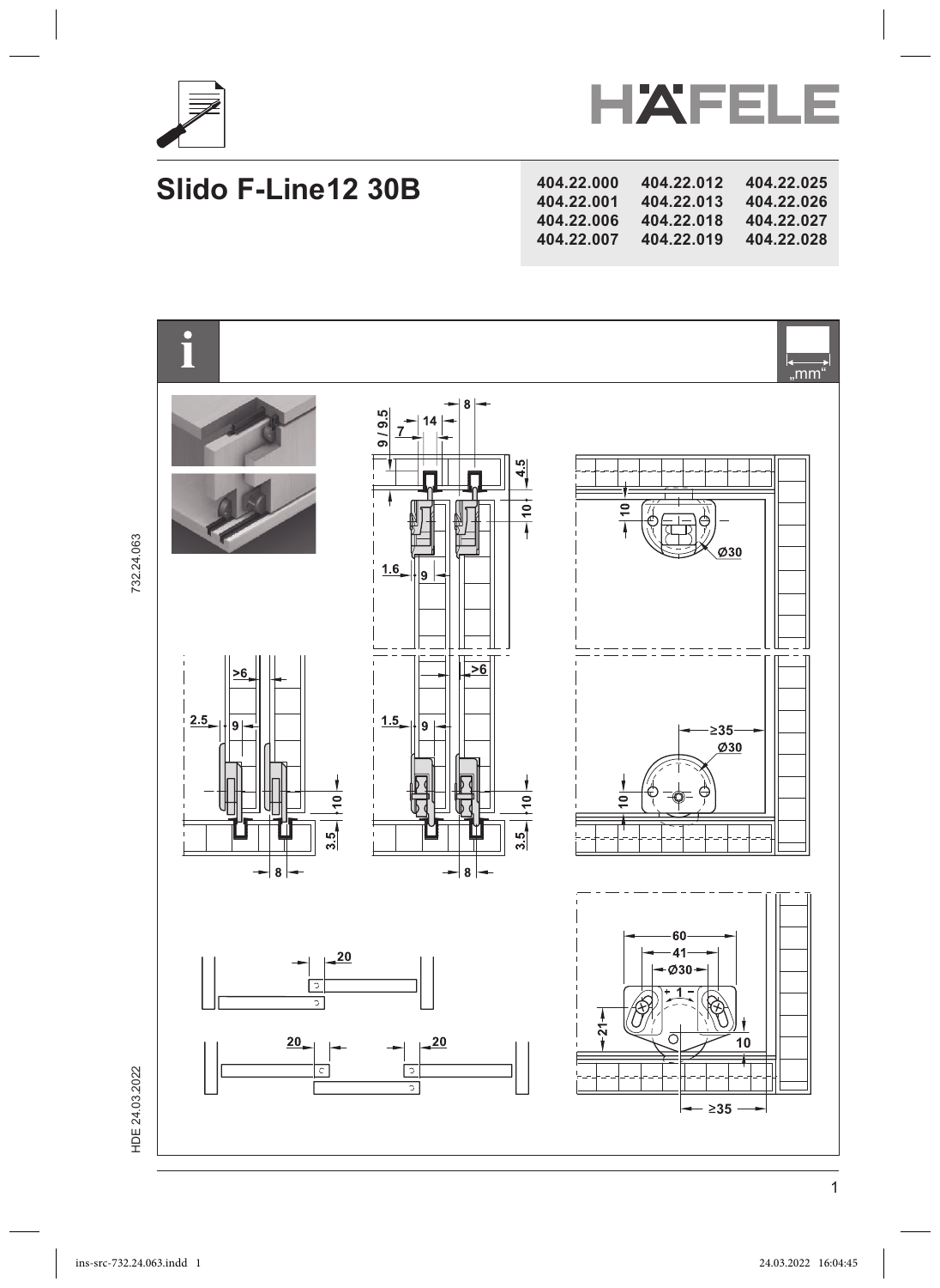# Slido F-Line12 30B

| | | |
|---|---|---|
| 404.22.000 | 404.22.012 | 404.22.025 |
| 404.22.001 | 404.22.013 | 404.22.026 |
| 404.22.006 | 404.22.018 | 404.22.027 |
| 404.22.007 | 404.22.019 | 404.22.028 |

„mm“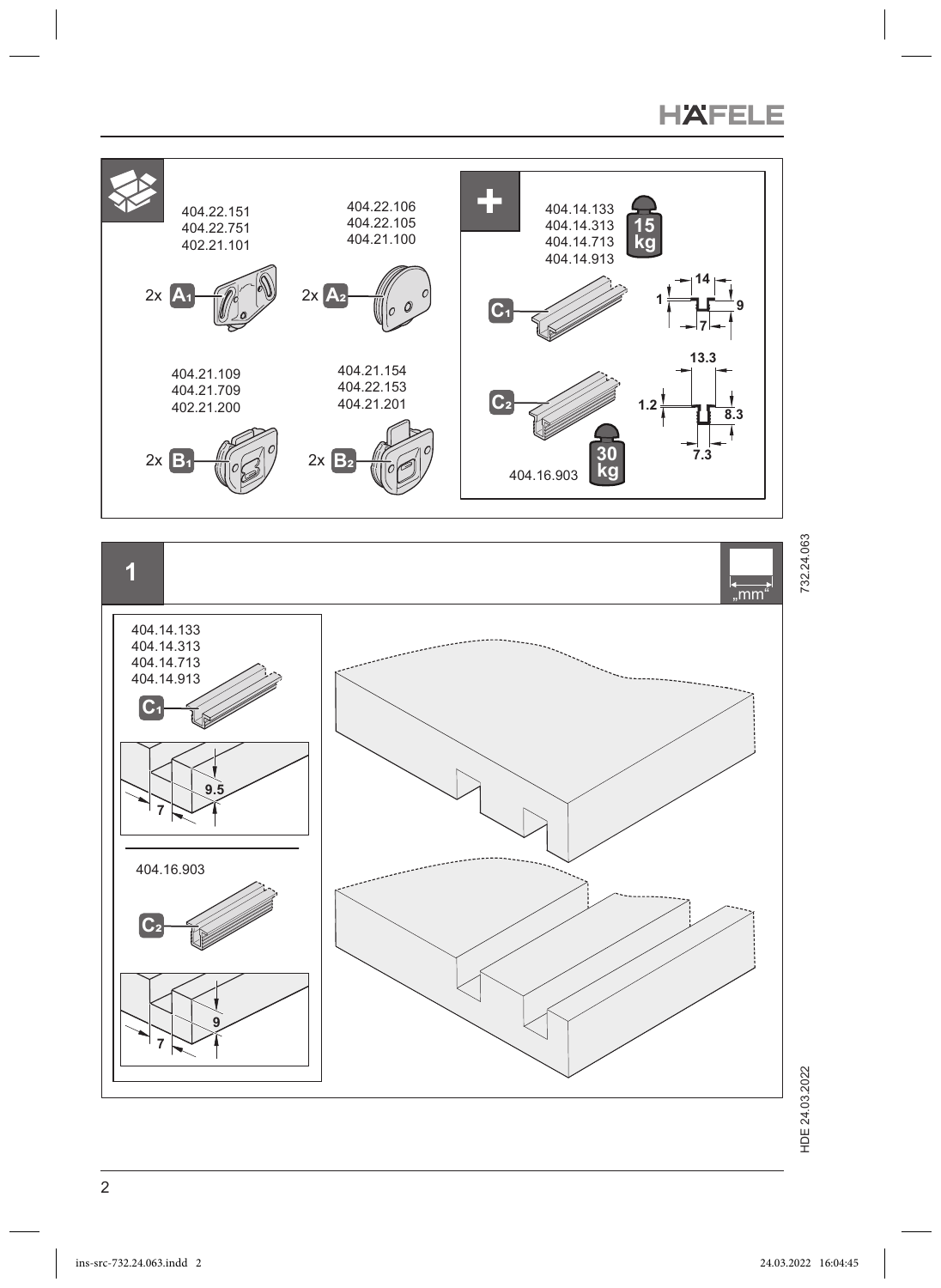404.22.151
404.22.751
402.21.101

2x A1

404.22.106
404.22.105
404.21.100

2x A2

404.21.109
404.21.709
402.21.200

2x B1

404.21.154
404.22.153
404.21.201

2x B2

404.14.133
404.14.313
404.14.713
404.14.913

15 kg

C1

14

1

9

7

13.3

C2

1.2

8.3

7.3

404.16.903

30 kg

## 1

„mm"

404.14.133
404.14.313
404.14.713
404.14.913

C1

9.5

7

404.16.903

C2

9

7

732.24.063

HDE 24.03.2022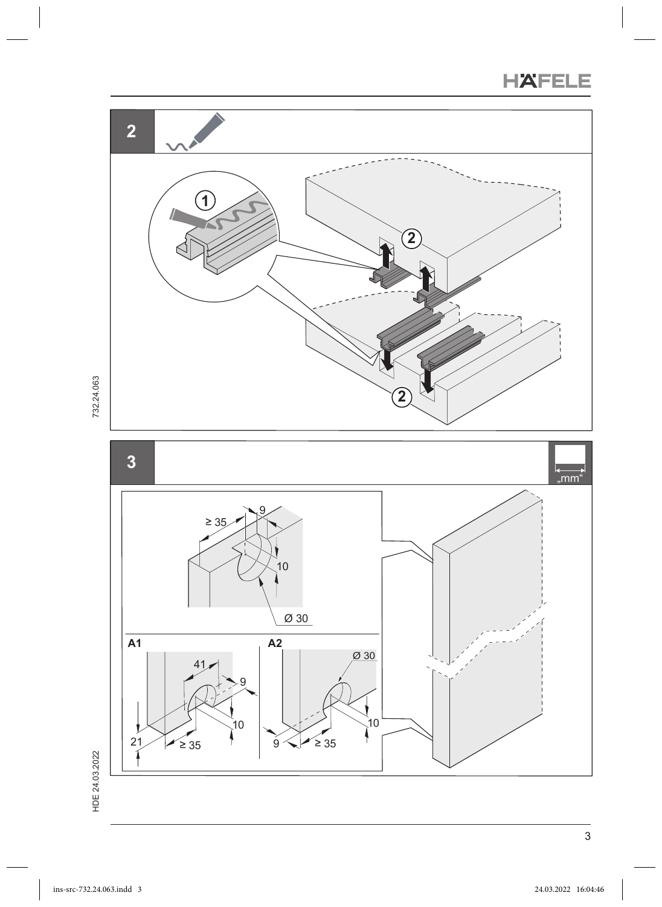## 2

①

②

②

## 3

„mm"

≥ 35

9

10

Ø 30

**A1**

41

9

10

21

≥ 35

**A2**

Ø 30

10

9

≥ 35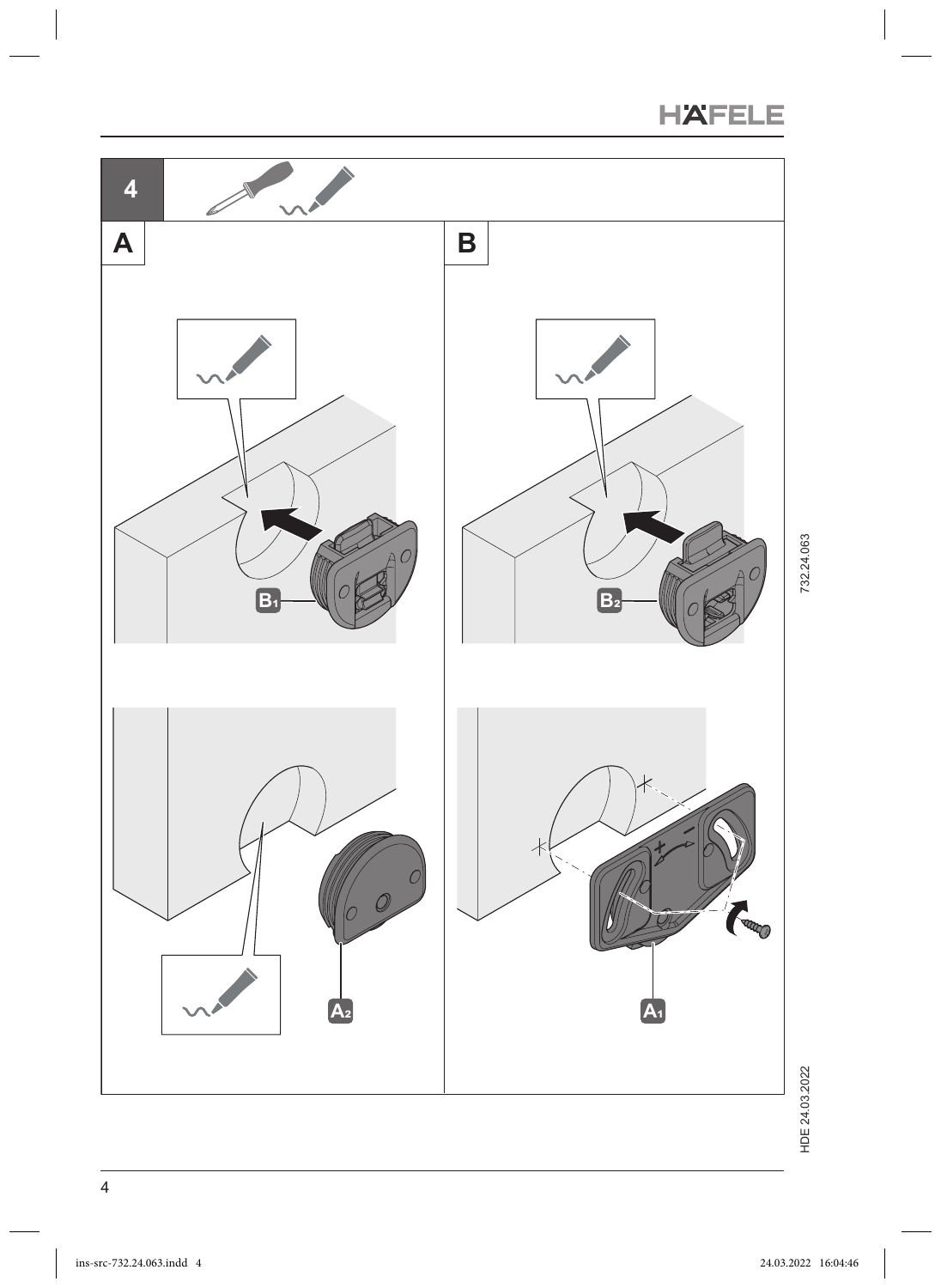4

A

B

B1

B2

A2

A1

732.24.063

HDE 24.03.2022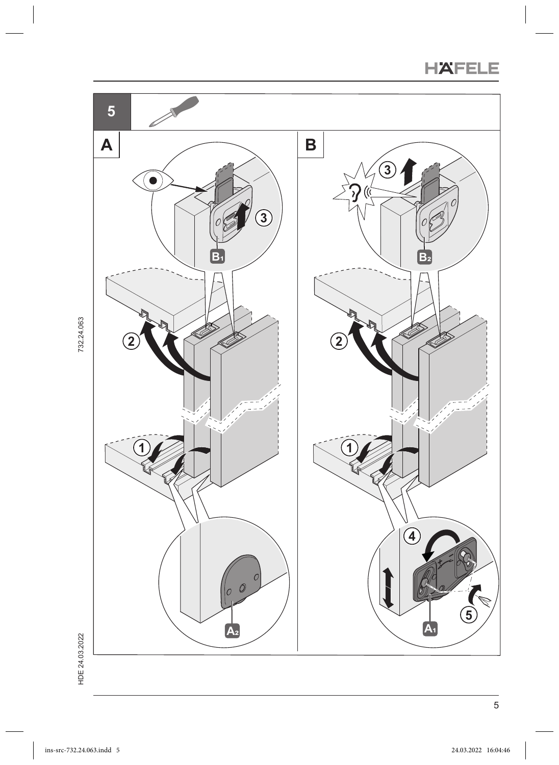5

A

B

③

B1

②

①

A2

③

B2

②

①

④

⑤

A1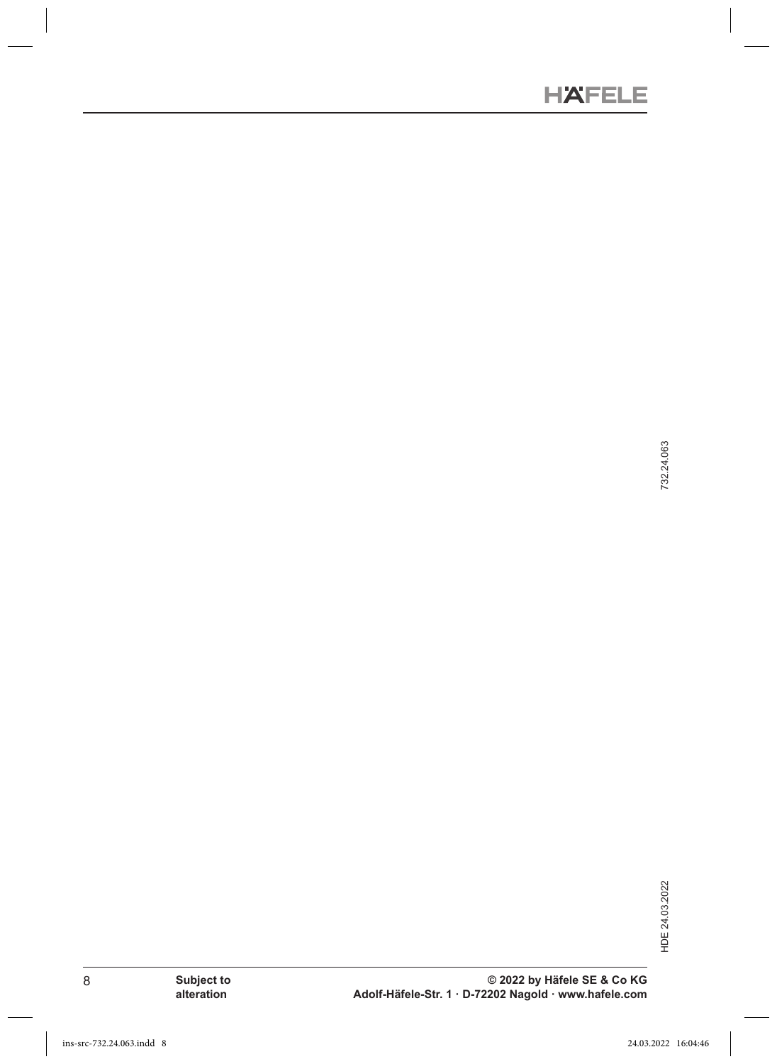Subject to alteration

**© 2022 by Häfele SE & Co KG**
**Adolf-Häfele-Str. 1 · D-72202 Nagold · www.hafele.com**